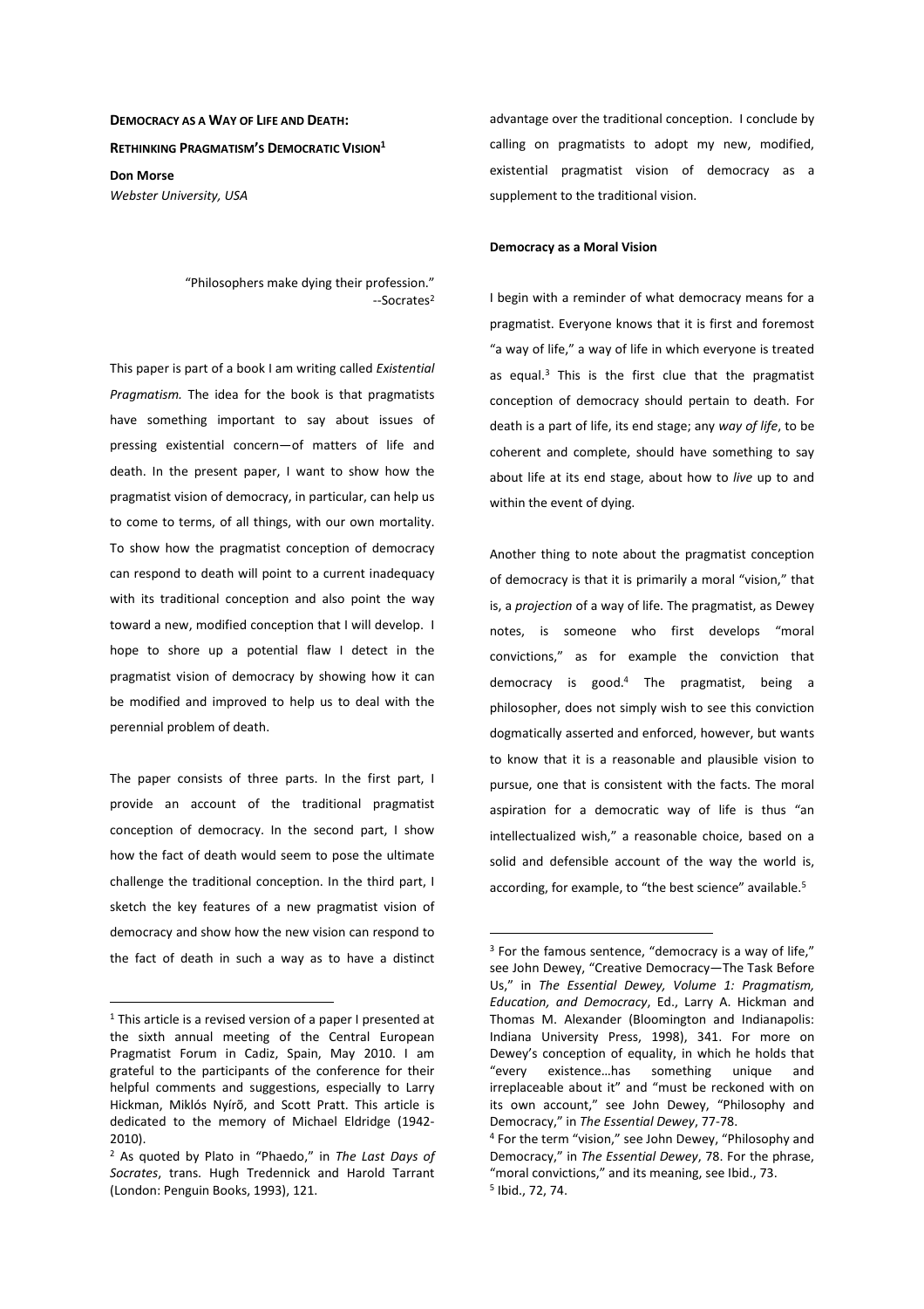# DEMOCRACY AS A WAY OF LIFE AND DEATH: RETHINKING PRAGMATISM'S DEMOCRATIC VISION[1]

**Don Morse**
*Webster University, USA*

> "Philosophers make dying their profession."
> --Socrates[2]

This paper is part of a book I am writing called *Existential Pragmatism.* The idea for the book is that pragmatists have something important to say about issues of pressing existential concern—of matters of life and death. In the present paper, I want to show how the pragmatist vision of democracy, in particular, can help us to come to terms, of all things, with our own mortality. To show how the pragmatist conception of democracy can respond to death will point to a current inadequacy with its traditional conception and also point the way toward a new, modified conception that I will develop. I hope to shore up a potential flaw I detect in the pragmatist vision of democracy by showing how it can be modified and improved to help us to deal with the perennial problem of death.

The paper consists of three parts. In the first part, I provide an account of the traditional pragmatist conception of democracy. In the second part, I show how the fact of death would seem to pose the ultimate challenge the traditional conception. In the third part, I sketch the key features of a new pragmatist vision of democracy and show how the new vision can respond to the fact of death in such a way as to have a distinct advantage over the traditional conception. I conclude by calling on pragmatists to adopt my new, modified, existential pragmatist vision of democracy as a supplement to the traditional vision.

## Democracy as a Moral Vision

I begin with a reminder of what democracy means for a pragmatist. Everyone knows that it is first and foremost "a way of life," a way of life in which everyone is treated as equal.[3] This is the first clue that the pragmatist conception of democracy should pertain to death. For death is a part of life, its end stage; any *way of life*, to be coherent and complete, should have something to say about life at its end stage, about how to *live* up to and within the event of dying.

Another thing to note about the pragmatist conception of democracy is that it is primarily a moral "vision," that is, a *projection* of a way of life. The pragmatist, as Dewey notes, is someone who first develops "moral convictions," as for example the conviction that democracy is good.[4] The pragmatist, being a philosopher, does not simply wish to see this conviction dogmatically asserted and enforced, however, but wants to know that it is a reasonable and plausible vision to pursue, one that is consistent with the facts. The moral aspiration for a democratic way of life is thus "an intellectualized wish," a reasonable choice, based on a solid and defensible account of the way the world is, according, for example, to "the best science" available.[5]

---

[1] This article is a revised version of a paper I presented at the sixth annual meeting of the Central European Pragmatist Forum in Cadiz, Spain, May 2010. I am grateful to the participants of the conference for their helpful comments and suggestions, especially to Larry Hickman, Miklós Nyírõ, and Scott Pratt. This article is dedicated to the memory of Michael Eldridge (1942-2010).

[2] As quoted by Plato in "Phaedo," in *The Last Days of Socrates*, trans. Hugh Tredennick and Harold Tarrant (London: Penguin Books, 1993), 121.

[3] For the famous sentence, "democracy is a way of life," see John Dewey, "Creative Democracy—The Task Before Us," in *The Essential Dewey, Volume 1: Pragmatism, Education, and Democracy*, Ed., Larry A. Hickman and Thomas M. Alexander (Bloomington and Indianapolis: Indiana University Press, 1998), 341. For more on Dewey's conception of equality, in which he holds that "every existence…has something unique and irreplaceable about it" and "must be reckoned with on its own account," see John Dewey, "Philosophy and Democracy," in *The Essential Dewey*, 77-78.

[4] For the term "vision," see John Dewey, "Philosophy and Democracy," in *The Essential Dewey*, 78. For the phrase, "moral convictions," and its meaning, see Ibid., 73.

[5] Ibid., 72, 74.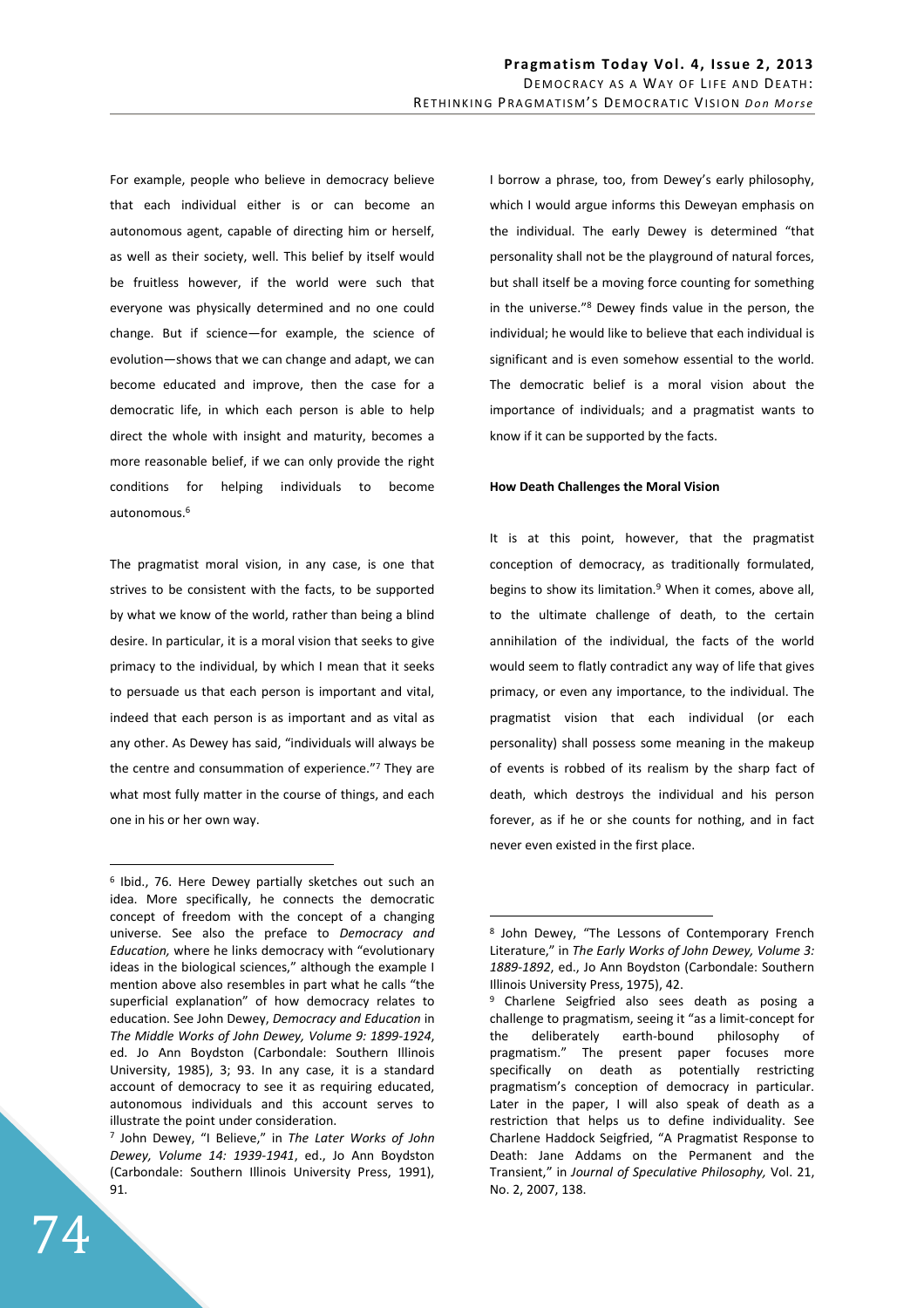For example, people who believe in democracy believe that each individual either is or can become an autonomous agent, capable of directing him or herself, as well as their society, well. This belief by itself would be fruitless however, if the world were such that everyone was physically determined and no one could change. But if science—for example, the science of evolution—shows that we can change and adapt, we can become educated and improve, then the case for a democratic life, in which each person is able to help direct the whole with insight and maturity, becomes a more reasonable belief, if we can only provide the right conditions for helping individuals to become autonomous.[6]

The pragmatist moral vision, in any case, is one that strives to be consistent with the facts, to be supported by what we know of the world, rather than being a blind desire. In particular, it is a moral vision that seeks to give primacy to the individual, by which I mean that it seeks to persuade us that each person is important and vital, indeed that each person is as important and as vital as any other. As Dewey has said, "individuals will always be the centre and consummation of experience."[7] They are what most fully matter in the course of things, and each one in his or her own way.

I borrow a phrase, too, from Dewey's early philosophy, which I would argue informs this Deweyan emphasis on the individual. The early Dewey is determined "that personality shall not be the playground of natural forces, but shall itself be a moving force counting for something in the universe."[8] Dewey finds value in the person, the individual; he would like to believe that each individual is significant and is even somehow essential to the world. The democratic belief is a moral vision about the importance of individuals; and a pragmatist wants to know if it can be supported by the facts.

**How Death Challenges the Moral Vision**

It is at this point, however, that the pragmatist conception of democracy, as traditionally formulated, begins to show its limitation.[9] When it comes, above all, to the ultimate challenge of death, to the certain annihilation of the individual, the facts of the world would seem to flatly contradict any way of life that gives primacy, or even any importance, to the individual. The pragmatist vision that each individual (or each personality) shall possess some meaning in the makeup of events is robbed of its realism by the sharp fact of death, which destroys the individual and his person forever, as if he or she counts for nothing, and in fact never even existed in the first place.

---

[6] Ibid., 76. Here Dewey partially sketches out such an idea. More specifically, he connects the democratic concept of freedom with the concept of a changing universe. See also the preface to *Democracy and Education,* where he links democracy with "evolutionary ideas in the biological sciences," although the example I mention above also resembles in part what he calls "the superficial explanation" of how democracy relates to education. See John Dewey, *Democracy and Education* in *The Middle Works of John Dewey, Volume 9: 1899-1924*, ed. Jo Ann Boydston (Carbondale: Southern Illinois University, 1985), 3; 93. In any case, it is a standard account of democracy to see it as requiring educated, autonomous individuals and this account serves to illustrate the point under consideration.

[7] John Dewey, "I Believe," in *The Later Works of John Dewey, Volume 14: 1939-1941*, ed., Jo Ann Boydston (Carbondale: Southern Illinois University Press, 1991), 91.

[8] John Dewey, "The Lessons of Contemporary French Literature," in *The Early Works of John Dewey, Volume 3: 1889-1892*, ed., Jo Ann Boydston (Carbondale: Southern Illinois University Press, 1975), 42.

[9] Charlene Seigfried also sees death as posing a challenge to pragmatism, seeing it "as a limit-concept for the deliberately earth-bound philosophy of pragmatism." The present paper focuses more specifically on death as potentially restricting pragmatism's conception of democracy in particular. Later in the paper, I will also speak of death as a restriction that helps us to define individuality. See Charlene Haddock Seigfried, "A Pragmatist Response to Death: Jane Addams on the Permanent and the Transient," in *Journal of Speculative Philosophy,* Vol. 21, No. 2, 2007, 138.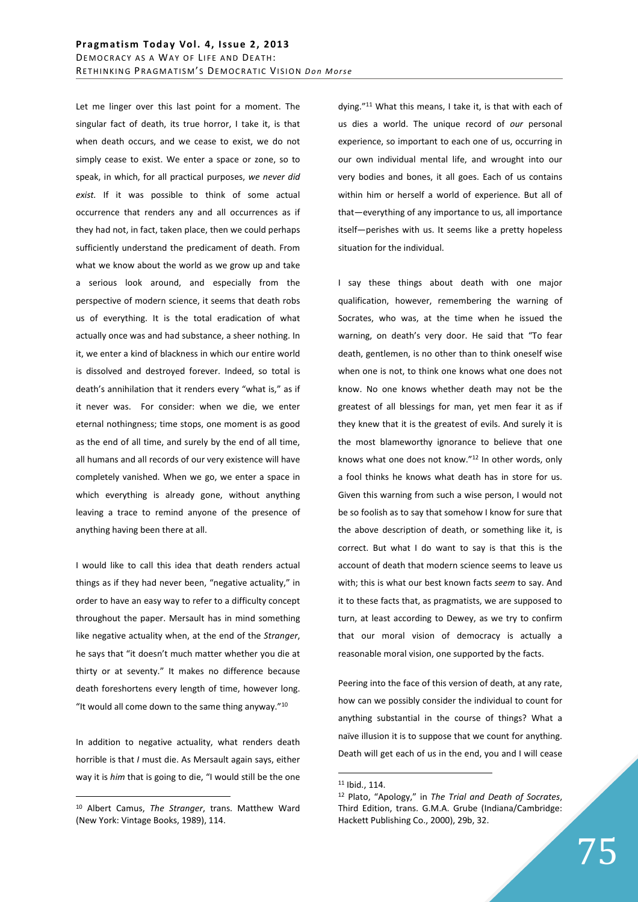Let me linger over this last point for a moment. The singular fact of death, its true horror, I take it, is that when death occurs, and we cease to exist, we do not simply cease to exist. We enter a space or zone, so to speak, in which, for all practical purposes, *we never did exist.* If it was possible to think of some actual occurrence that renders any and all occurrences as if they had not, in fact, taken place, then we could perhaps sufficiently understand the predicament of death. From what we know about the world as we grow up and take a serious look around, and especially from the perspective of modern science, it seems that death robs us of everything. It is the total eradication of what actually once was and had substance, a sheer nothing. In it, we enter a kind of blackness in which our entire world is dissolved and destroyed forever. Indeed, so total is death's annihilation that it renders every "what is," as if it never was. For consider: when we die, we enter eternal nothingness; time stops, one moment is as good as the end of all time, and surely by the end of all time, all humans and all records of our very existence will have completely vanished. When we go, we enter a space in which everything is already gone, without anything leaving a trace to remind anyone of the presence of anything having been there at all.

I would like to call this idea that death renders actual things as if they had never been, "negative actuality," in order to have an easy way to refer to a difficulty concept throughout the paper. Mersault has in mind something like negative actuality when, at the end of the *Stranger*, he says that "it doesn't much matter whether you die at thirty or at seventy." It makes no difference because death foreshortens every length of time, however long. "It would all come down to the same thing anyway."[10]

In addition to negative actuality, what renders death horrible is that *I* must die. As Mersault again says, either way it is *him* that is going to die, "I would still be the one dying."[11] What this means, I take it, is that with each of us dies a world. The unique record of *our* personal experience, so important to each one of us, occurring in our own individual mental life, and wrought into our very bodies and bones, it all goes. Each of us contains within him or herself a world of experience. But all of that—everything of any importance to us, all importance itself—perishes with us. It seems like a pretty hopeless situation for the individual.

I say these things about death with one major qualification, however, remembering the warning of Socrates, who was, at the time when he issued the warning, on death's very door. He said that "To fear death, gentlemen, is no other than to think oneself wise when one is not, to think one knows what one does not know. No one knows whether death may not be the greatest of all blessings for man, yet men fear it as if they knew that it is the greatest of evils. And surely it is the most blameworthy ignorance to believe that one knows what one does not know."[12] In other words, only a fool thinks he knows what death has in store for us. Given this warning from such a wise person, I would not be so foolish as to say that somehow I know for sure that the above description of death, or something like it, is correct. But what I do want to say is that this is the account of death that modern science seems to leave us with; this is what our best known facts *seem* to say. And it to these facts that, as pragmatists, we are supposed to turn, at least according to Dewey, as we try to confirm that our moral vision of democracy is actually a reasonable moral vision, one supported by the facts.

Peering into the face of this version of death, at any rate, how can we possibly consider the individual to count for anything substantial in the course of things? What a naïve illusion it is to suppose that we count for anything. Death will get each of us in the end, you and I will cease

---

[10] Albert Camus, *The Stranger*, trans. Matthew Ward (New York: Vintage Books, 1989), 114.

[11] Ibid., 114.

[12] Plato, "Apology," in *The Trial and Death of Socrates*, Third Edition, trans. G.M.A. Grube (Indiana/Cambridge: Hackett Publishing Co., 2000), 29b, 32.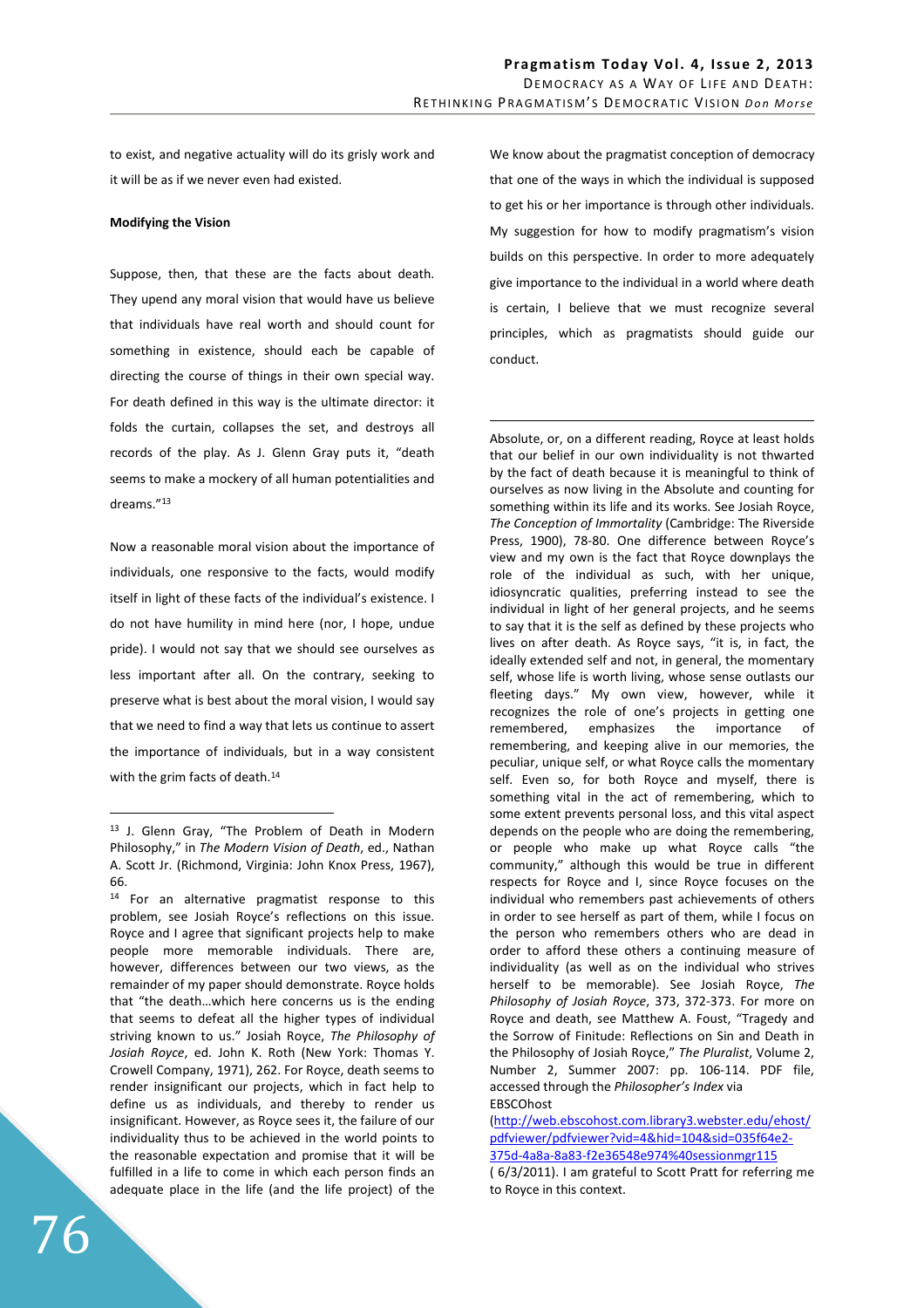to exist, and negative actuality will do its grisly work and it will be as if we never even had existed.

**Modifying the Vision**

Suppose, then, that these are the facts about death. They upend any moral vision that would have us believe that individuals have real worth and should count for something in existence, should each be capable of directing the course of things in their own special way. For death defined in this way is the ultimate director: it folds the curtain, collapses the set, and destroys all records of the play. As J. Glenn Gray puts it, "death seems to make a mockery of all human potentialities and dreams."[13]

Now a reasonable moral vision about the importance of individuals, one responsive to the facts, would modify itself in light of these facts of the individual's existence. I do not have humility in mind here (nor, I hope, undue pride). I would not say that we should see ourselves as less important after all. On the contrary, seeking to preserve what is best about the moral vision, I would say that we need to find a way that lets us continue to assert the importance of individuals, but in a way consistent with the grim facts of death.[14]

We know about the pragmatist conception of democracy that one of the ways in which the individual is supposed to get his or her importance is through other individuals. My suggestion for how to modify pragmatism's vision builds on this perspective. In order to more adequately give importance to the individual in a world where death is certain, I believe that we must recognize several principles, which as pragmatists should guide our conduct.

---

[13] J. Glenn Gray, "The Problem of Death in Modern Philosophy," in *The Modern Vision of Death*, ed., Nathan A. Scott Jr. (Richmond, Virginia: John Knox Press, 1967), 66.

[14] For an alternative pragmatist response to this problem, see Josiah Royce's reflections on this issue. Royce and I agree that significant projects help to make people more memorable individuals. There are, however, differences between our two views, as the remainder of my paper should demonstrate. Royce holds that "the death…which here concerns us is the ending that seems to defeat all the higher types of individual striving known to us." Josiah Royce, *The Philosophy of Josiah Royce*, ed. John K. Roth (New York: Thomas Y. Crowell Company, 1971), 262. For Royce, death seems to render insignificant our projects, which in fact help to define us as individuals, and thereby to render us insignificant. However, as Royce sees it, the failure of our individuality thus to be achieved in the world points to the reasonable expectation and promise that it will be fulfilled in a life to come in which each person finds an adequate place in the life (and the life project) of the Absolute, or, on a different reading, Royce at least holds that our belief in our own individuality is not thwarted by the fact of death because it is meaningful to think of ourselves as now living in the Absolute and counting for something within its life and its works. See Josiah Royce, *The Conception of Immortality* (Cambridge: The Riverside Press, 1900), 78-80. One difference between Royce's view and my own is the fact that Royce downplays the role of the individual as such, with her unique, idiosyncratic qualities, preferring instead to see the individual in light of her general projects, and he seems to say that it is the self as defined by these projects who lives on after death. As Royce says, "it is, in fact, the ideally extended self and not, in general, the momentary self, whose life is worth living, whose sense outlasts our fleeting days." My own view, however, while it recognizes the role of one's projects in getting one remembered, emphasizes the importance of remembering, and keeping alive in our memories, the peculiar, unique self, or what Royce calls the momentary self. Even so, for both Royce and myself, there is something vital in the act of remembering, which to some extent prevents personal loss, and this vital aspect depends on the people who are doing the remembering, or people who make up what Royce calls "the community," although this would be true in different respects for Royce and I, since Royce focuses on the individual who remembers past achievements of others in order to see herself as part of them, while I focus on the person who remembers others who are dead in order to afford these others a continuing measure of individuality (as well as on the individual who strives herself to be memorable). See Josiah Royce, *The Philosophy of Josiah Royce*, 373, 372-373. For more on Royce and death, see Matthew A. Foust, "Tragedy and the Sorrow of Finitude: Reflections on Sin and Death in the Philosophy of Josiah Royce," *The Pluralist*, Volume 2, Number 2, Summer 2007: pp. 106-114. PDF file, accessed through the *Philosopher's Index* via EBSCOhost (http://web.ebscohost.com.library3.webster.edu/ehost/pdfviewer/pdfviewer?vid=4&hid=104&sid=035f64e2-375d-4a8a-8a83-f2e36548e974%40sessionmgr115 ( 6/3/2011). I am grateful to Scott Pratt for referring me to Royce in this context.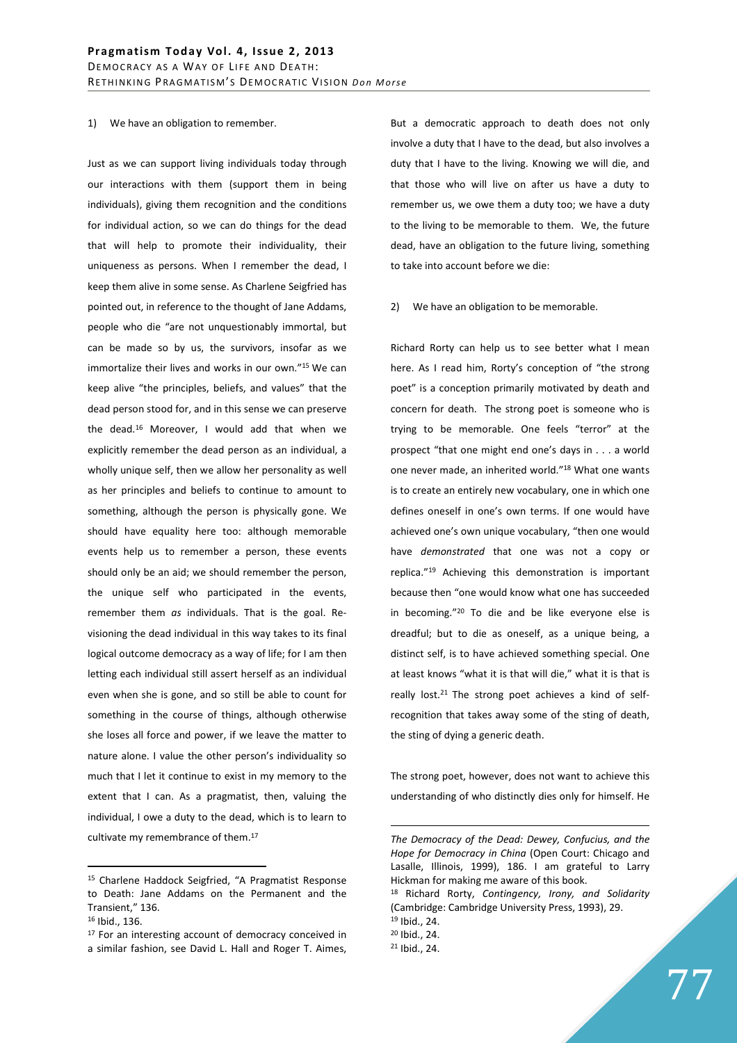1) We have an obligation to remember.

Just as we can support living individuals today through our interactions with them (support them in being individuals), giving them recognition and the conditions for individual action, so we can do things for the dead that will help to promote their individuality, their uniqueness as persons. When I remember the dead, I keep them alive in some sense. As Charlene Seigfried has pointed out, in reference to the thought of Jane Addams, people who die "are not unquestionably immortal, but can be made so by us, the survivors, insofar as we immortalize their lives and works in our own."[15] We can keep alive "the principles, beliefs, and values" that the dead person stood for, and in this sense we can preserve the dead.[16] Moreover, I would add that when we explicitly remember the dead person as an individual, a wholly unique self, then we allow her personality as well as her principles and beliefs to continue to amount to something, although the person is physically gone. We should have equality here too: although memorable events help us to remember a person, these events should only be an aid; we should remember the person, the unique self who participated in the events, remember them *as* individuals. That is the goal. Re-visioning the dead individual in this way takes to its final logical outcome democracy as a way of life; for I am then letting each individual still assert herself as an individual even when she is gone, and so still be able to count for something in the course of things, although otherwise she loses all force and power, if we leave the matter to nature alone. I value the other person's individuality so much that I let it continue to exist in my memory to the extent that I can. As a pragmatist, then, valuing the individual, I owe a duty to the dead, which is to learn to cultivate my remembrance of them.[17]

But a democratic approach to death does not only involve a duty that I have to the dead, but also involves a duty that I have to the living. Knowing we will die, and that those who will live on after us have a duty to remember us, we owe them a duty too; we have a duty to the living to be memorable to them. We, the future dead, have an obligation to the future living, something to take into account before we die:

2) We have an obligation to be memorable.

Richard Rorty can help us to see better what I mean here. As I read him, Rorty's conception of "the strong poet" is a conception primarily motivated by death and concern for death. The strong poet is someone who is trying to be memorable. One feels "terror" at the prospect "that one might end one's days in . . . a world one never made, an inherited world."[18] What one wants is to create an entirely new vocabulary, one in which one defines oneself in one's own terms. If one would have achieved one's own unique vocabulary, "then one would have *demonstrated* that one was not a copy or replica."[19] Achieving this demonstration is important because then "one would know what one has succeeded in becoming."[20] To die and be like everyone else is dreadful; but to die as oneself, as a unique being, a distinct self, is to have achieved something special. One at least knows "what it is that will die," what it is that is really lost.[21] The strong poet achieves a kind of self-recognition that takes away some of the sting of death, the sting of dying a generic death.

The strong poet, however, does not want to achieve this understanding of who distinctly dies only for himself. He

---

[15] Charlene Haddock Seigfried, "A Pragmatist Response to Death: Jane Addams on the Permanent and the Transient," 136.

[16] Ibid., 136.

[17] For an interesting account of democracy conceived in a similar fashion, see David L. Hall and Roger T. Aimes, *The Democracy of the Dead: Dewey, Confucius, and the Hope for Democracy in China* (Open Court: Chicago and Lasalle, Illinois, 1999), 186. I am grateful to Larry Hickman for making me aware of this book.

[18] Richard Rorty, *Contingency, Irony, and Solidarity* (Cambridge: Cambridge University Press, 1993), 29.

[19] Ibid., 24.

[20] Ibid., 24.

[21] Ibid., 24.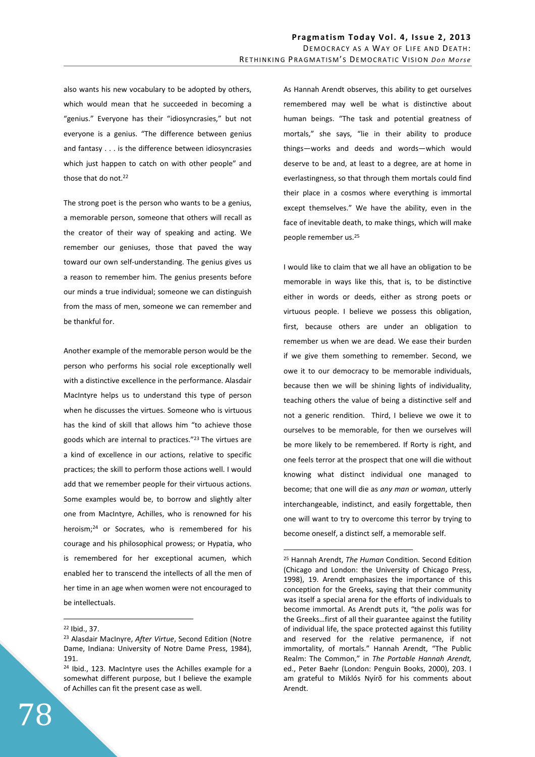also wants his new vocabulary to be adopted by others, which would mean that he succeeded in becoming a "genius." Everyone has their "idiosyncrasies," but not everyone is a genius. "The difference between genius and fantasy . . . is the difference between idiosyncrasies which just happen to catch on with other people" and those that do not.[22]

The strong poet is the person who wants to be a genius, a memorable person, someone that others will recall as the creator of their way of speaking and acting. We remember our geniuses, those that paved the way toward our own self-understanding. The genius gives us a reason to remember him. The genius presents before our minds a true individual; someone we can distinguish from the mass of men, someone we can remember and be thankful for.

Another example of the memorable person would be the person who performs his social role exceptionally well with a distinctive excellence in the performance. Alasdair MacIntyre helps us to understand this type of person when he discusses the virtues. Someone who is virtuous has the kind of skill that allows him "to achieve those goods which are internal to practices."[23] The virtues are a kind of excellence in our actions, relative to specific practices; the skill to perform those actions well. I would add that we remember people for their virtuous actions. Some examples would be, to borrow and slightly alter one from MacIntyre, Achilles, who is renowned for his heroism;[24] or Socrates, who is remembered for his courage and his philosophical prowess; or Hypatia, who is remembered for her exceptional acumen, which enabled her to transcend the intellects of all the men of her time in an age when women were not encouraged to be intellectuals.

As Hannah Arendt observes, this ability to get ourselves remembered may well be what is distinctive about human beings. "The task and potential greatness of mortals," she says, "lie in their ability to produce things—works and deeds and words—which would deserve to be and, at least to a degree, are at home in everlastingness, so that through them mortals could find their place in a cosmos where everything is immortal except themselves." We have the ability, even in the face of inevitable death, to make things, which will make people remember us.[25]

I would like to claim that we all have an obligation to be memorable in ways like this, that is, to be distinctive either in words or deeds, either as strong poets or virtuous people. I believe we possess this obligation, first, because others are under an obligation to remember us when we are dead. We ease their burden if we give them something to remember. Second, we owe it to our democracy to be memorable individuals, because then we will be shining lights of individuality, teaching others the value of being a distinctive self and not a generic rendition. Third, I believe we owe it to ourselves to be memorable, for then we ourselves will be more likely to be remembered. If Rorty is right, and one feels terror at the prospect that one will die without knowing what distinct individual one managed to become; that one will die as *any man or woman*, utterly interchangeable, indistinct, and easily forgettable, then one will want to try to overcome this terror by trying to become oneself, a distinct self, a memorable self.

---

[22] Ibid., 37.

[23] Alasdair MacInyre, *After Virtue*, Second Edition (Notre Dame, Indiana: University of Notre Dame Press, 1984), 191.

[24] Ibid., 123. MacIntyre uses the Achilles example for a somewhat different purpose, but I believe the example of Achilles can fit the present case as well.

[25] Hannah Arendt, *The Human* Condition. Second Edition (Chicago and London: the University of Chicago Press, 1998), 19. Arendt emphasizes the importance of this conception for the Greeks, saying that their community was itself a special arena for the efforts of individuals to become immortal. As Arendt puts it, "the *polis* was for the Greeks…first of all their guarantee against the futility of individual life, the space protected against this futility and reserved for the relative permanence, if not immortality, of mortals." Hannah Arendt, "The Public Realm: The Common," in *The Portable Hannah Arendt,* ed., Peter Baehr (London: Penguin Books, 2000), 203. I am grateful to Miklós Nyírõ for his comments about Arendt.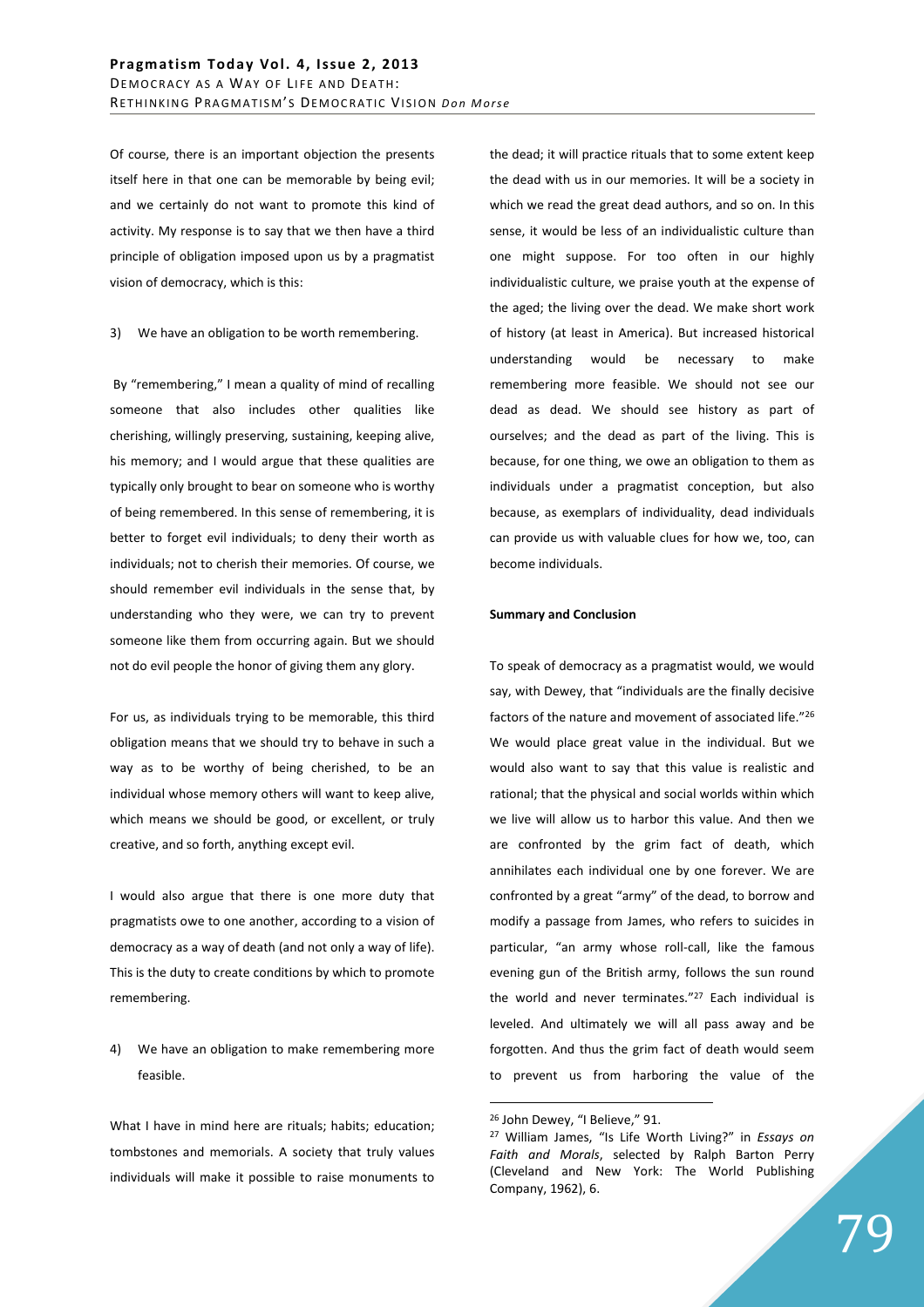Of course, there is an important objection the presents itself here in that one can be memorable by being evil; and we certainly do not want to promote this kind of activity. My response is to say that we then have a third principle of obligation imposed upon us by a pragmatist vision of democracy, which is this:

3) We have an obligation to be worth remembering.

By "remembering," I mean a quality of mind of recalling someone that also includes other qualities like cherishing, willingly preserving, sustaining, keeping alive, his memory; and I would argue that these qualities are typically only brought to bear on someone who is worthy of being remembered. In this sense of remembering, it is better to forget evil individuals; to deny their worth as individuals; not to cherish their memories. Of course, we should remember evil individuals in the sense that, by understanding who they were, we can try to prevent someone like them from occurring again. But we should not do evil people the honor of giving them any glory.

For us, as individuals trying to be memorable, this third obligation means that we should try to behave in such a way as to be worthy of being cherished, to be an individual whose memory others will want to keep alive, which means we should be good, or excellent, or truly creative, and so forth, anything except evil.

I would also argue that there is one more duty that pragmatists owe to one another, according to a vision of democracy as a way of death (and not only a way of life). This is the duty to create conditions by which to promote remembering.

4) We have an obligation to make remembering more feasible.

What I have in mind here are rituals; habits; education; tombstones and memorials. A society that truly values individuals will make it possible to raise monuments to the dead; it will practice rituals that to some extent keep the dead with us in our memories. It will be a society in which we read the great dead authors, and so on. In this sense, it would be less of an individualistic culture than one might suppose. For too often in our highly individualistic culture, we praise youth at the expense of the aged; the living over the dead. We make short work of history (at least in America). But increased historical understanding would be necessary to make remembering more feasible. We should not see our dead as dead. We should see history as part of ourselves; and the dead as part of the living. This is because, for one thing, we owe an obligation to them as individuals under a pragmatist conception, but also because, as exemplars of individuality, dead individuals can provide us with valuable clues for how we, too, can become individuals.

**Summary and Conclusion**

To speak of democracy as a pragmatist would, we would say, with Dewey, that "individuals are the finally decisive factors of the nature and movement of associated life."[26] We would place great value in the individual. But we would also want to say that this value is realistic and rational; that the physical and social worlds within which we live will allow us to harbor this value. And then we are confronted by the grim fact of death, which annihilates each individual one by one forever. We are confronted by a great "army" of the dead, to borrow and modify a passage from James, who refers to suicides in particular, "an army whose roll-call, like the famous evening gun of the British army, follows the sun round the world and never terminates."[27] Each individual is leveled. And ultimately we will all pass away and be forgotten. And thus the grim fact of death would seem to prevent us from harboring the value of the

---

[26] John Dewey, "I Believe," 91.

[27] William James, "Is Life Worth Living?" in *Essays on Faith and Morals*, selected by Ralph Barton Perry (Cleveland and New York: The World Publishing Company, 1962), 6.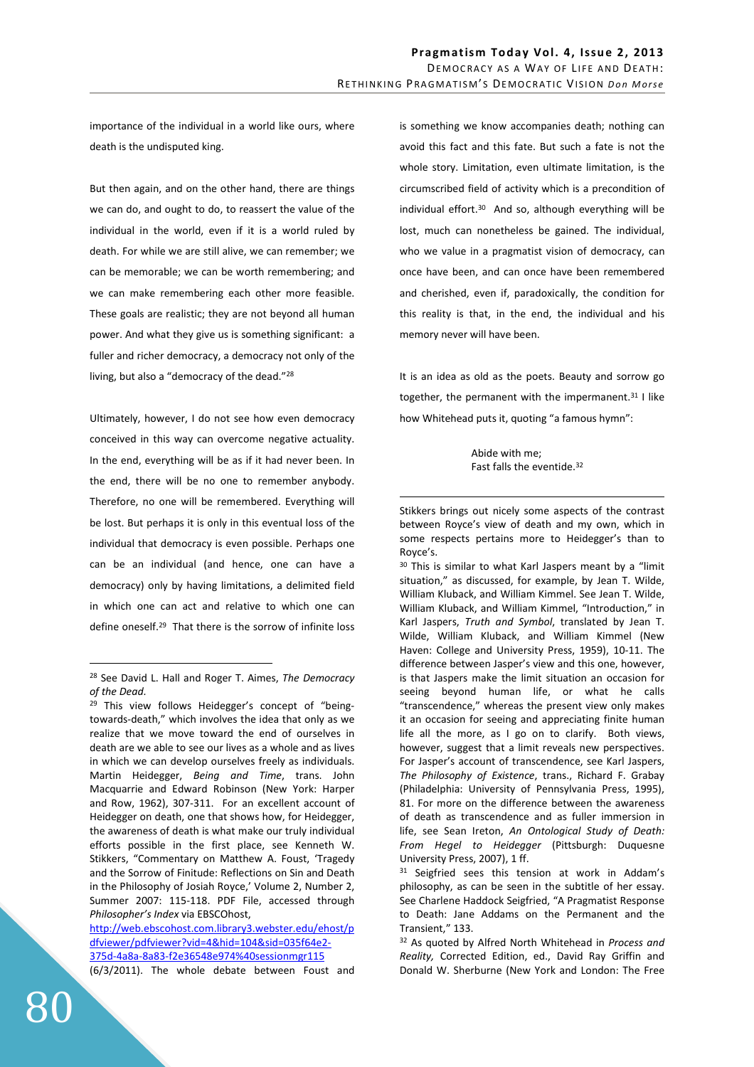importance of the individual in a world like ours, where death is the undisputed king.

But then again, and on the other hand, there are things we can do, and ought to do, to reassert the value of the individual in the world, even if it is a world ruled by death. For while we are still alive, we can remember; we can be memorable; we can be worth remembering; and we can make remembering each other more feasible. These goals are realistic; they are not beyond all human power. And what they give us is something significant: a fuller and richer democracy, a democracy not only of the living, but also a "democracy of the dead."[28]

Ultimately, however, I do not see how even democracy conceived in this way can overcome negative actuality. In the end, everything will be as if it had never been. In the end, there will be no one to remember anybody. Therefore, no one will be remembered. Everything will be lost. But perhaps it is only in this eventual loss of the individual that democracy is even possible. Perhaps one can be an individual (and hence, one can have a democracy) only by having limitations, a delimited field in which one can act and relative to which one can define oneself.[29] That there is the sorrow of infinite loss is something we know accompanies death; nothing can avoid this fact and this fate. But such a fate is not the whole story. Limitation, even ultimate limitation, is the circumscribed field of activity which is a precondition of individual effort.[30] And so, although everything will be lost, much can nonetheless be gained. The individual, who we value in a pragmatist vision of democracy, can once have been, and can once have been remembered and cherished, even if, paradoxically, the condition for this reality is that, in the end, the individual and his memory never will have been.

It is an idea as old as the poets. Beauty and sorrow go together, the permanent with the impermanent.[31] I like how Whitehead puts it, quoting "a famous hymn":

> Abide with me;
> Fast falls the eventide.[32]

---

[28] See David L. Hall and Roger T. Aimes, *The Democracy of the Dead.*

[29] This view follows Heidegger's concept of "being-towards-death," which involves the idea that only as we realize that we move toward the end of ourselves in death are we able to see our lives as a whole and as lives in which we can develop ourselves freely as individuals. Martin Heidegger, *Being and Time*, trans. John Macquarrie and Edward Robinson (New York: Harper and Row, 1962), 307-311. For an excellent account of Heidegger on death, one that shows how, for Heidegger, the awareness of death is what make our truly individual efforts possible in the first place, see Kenneth W. Stikkers, "Commentary on Matthew A. Foust, 'Tragedy and the Sorrow of Finitude: Reflections on Sin and Death in the Philosophy of Josiah Royce,' Volume 2, Number 2, Summer 2007: 115-118. PDF File, accessed through *Philosopher's Index* via EBSCOhost, http://web.ebscohost.com.library3.webster.edu/ehost/pdfviewer/pdfviewer?vid=4&hid=104&sid=035f64e2-375d-4a8a-8a83-f2e36548e974%40sessionmgr115 (6/3/2011). The whole debate between Foust and Stikkers brings out nicely some aspects of the contrast between Royce's view of death and my own, which in some respects pertains more to Heidegger's than to Royce's.

[30] This is similar to what Karl Jaspers meant by a "limit situation," as discussed, for example, by Jean T. Wilde, William Kluback, and William Kimmel. See Jean T. Wilde, William Kluback, and William Kimmel, "Introduction," in Karl Jaspers, *Truth and Symbol*, translated by Jean T. Wilde, William Kluback, and William Kimmel (New Haven: College and University Press, 1959), 10-11. The difference between Jasper's view and this one, however, is that Jaspers make the limit situation an occasion for seeing beyond human life, or what he calls "transcendence," whereas the present view only makes it an occasion for seeing and appreciating finite human life all the more, as I go on to clarify. Both views, however, suggest that a limit reveals new perspectives. For Jasper's account of transcendence, see Karl Jaspers, *The Philosophy of Existence*, trans., Richard F. Grabay (Philadelphia: University of Pennsylvania Press, 1995), 81. For more on the difference between the awareness of death as transcendence and as fuller immersion in life, see Sean Ireton, *An Ontological Study of Death: From Hegel to Heidegger* (Pittsburgh: Duquesne University Press, 2007), 1 ff.

[31] Seigfried sees this tension at work in Addam's philosophy, as can be seen in the subtitle of her essay. See Charlene Haddock Seigfried, "A Pragmatist Response to Death: Jane Addams on the Permanent and the Transient," 133.

[32] As quoted by Alfred North Whitehead in *Process and Reality,* Corrected Edition, ed., David Ray Griffin and Donald W. Sherburne (New York and London: The Free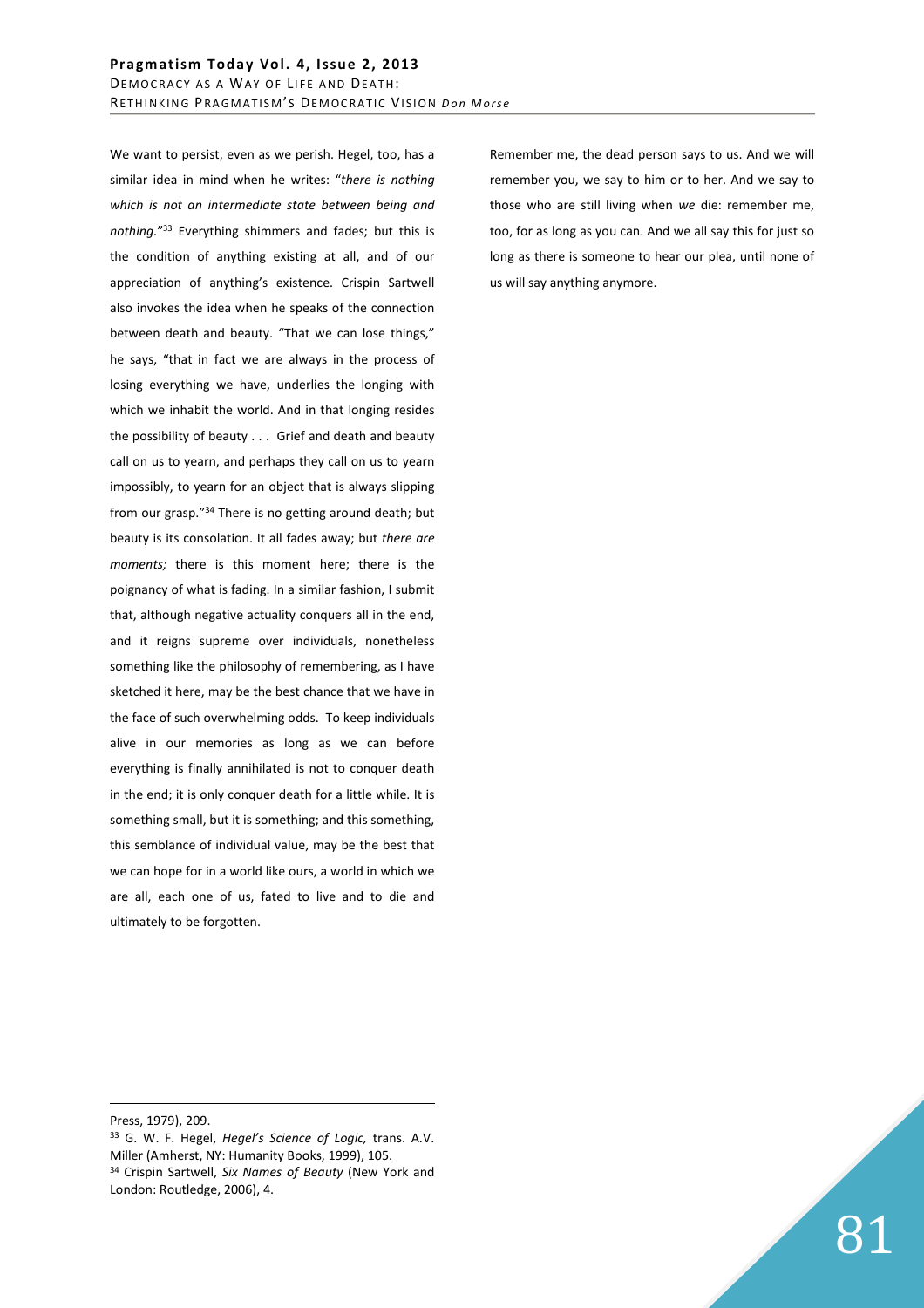We want to persist, even as we perish. Hegel, too, has a similar idea in mind when he writes: "*there is nothing which is not an intermediate state between being and nothing*."[33] Everything shimmers and fades; but this is the condition of anything existing at all, and of our appreciation of anything's existence. Crispin Sartwell also invokes the idea when he speaks of the connection between death and beauty. "That we can lose things," he says, "that in fact we are always in the process of losing everything we have, underlies the longing with which we inhabit the world. And in that longing resides the possibility of beauty . . . Grief and death and beauty call on us to yearn, and perhaps they call on us to yearn impossibly, to yearn for an object that is always slipping from our grasp."[34] There is no getting around death; but beauty is its consolation. It all fades away; but *there are moments;* there is this moment here; there is the poignancy of what is fading. In a similar fashion, I submit that, although negative actuality conquers all in the end, and it reigns supreme over individuals, nonetheless something like the philosophy of remembering, as I have sketched it here, may be the best chance that we have in the face of such overwhelming odds. To keep individuals alive in our memories as long as we can before everything is finally annihilated is not to conquer death in the end; it is only conquer death for a little while. It is something small, but it is something; and this something, this semblance of individual value, may be the best that we can hope for in a world like ours, a world in which we are all, each one of us, fated to live and to die and ultimately to be forgotten.

Remember me, the dead person says to us. And we will remember you, we say to him or to her. And we say to those who are still living when *we* die: remember me, too, for as long as you can. And we all say this for just so long as there is someone to hear our plea, until none of us will say anything anymore.

---

Press, 1979), 209.

[33] G. W. F. Hegel, *Hegel's Science of Logic,* trans. A.V. Miller (Amherst, NY: Humanity Books, 1999), 105.

[34] Crispin Sartwell, *Six Names of Beauty* (New York and London: Routledge, 2006), 4.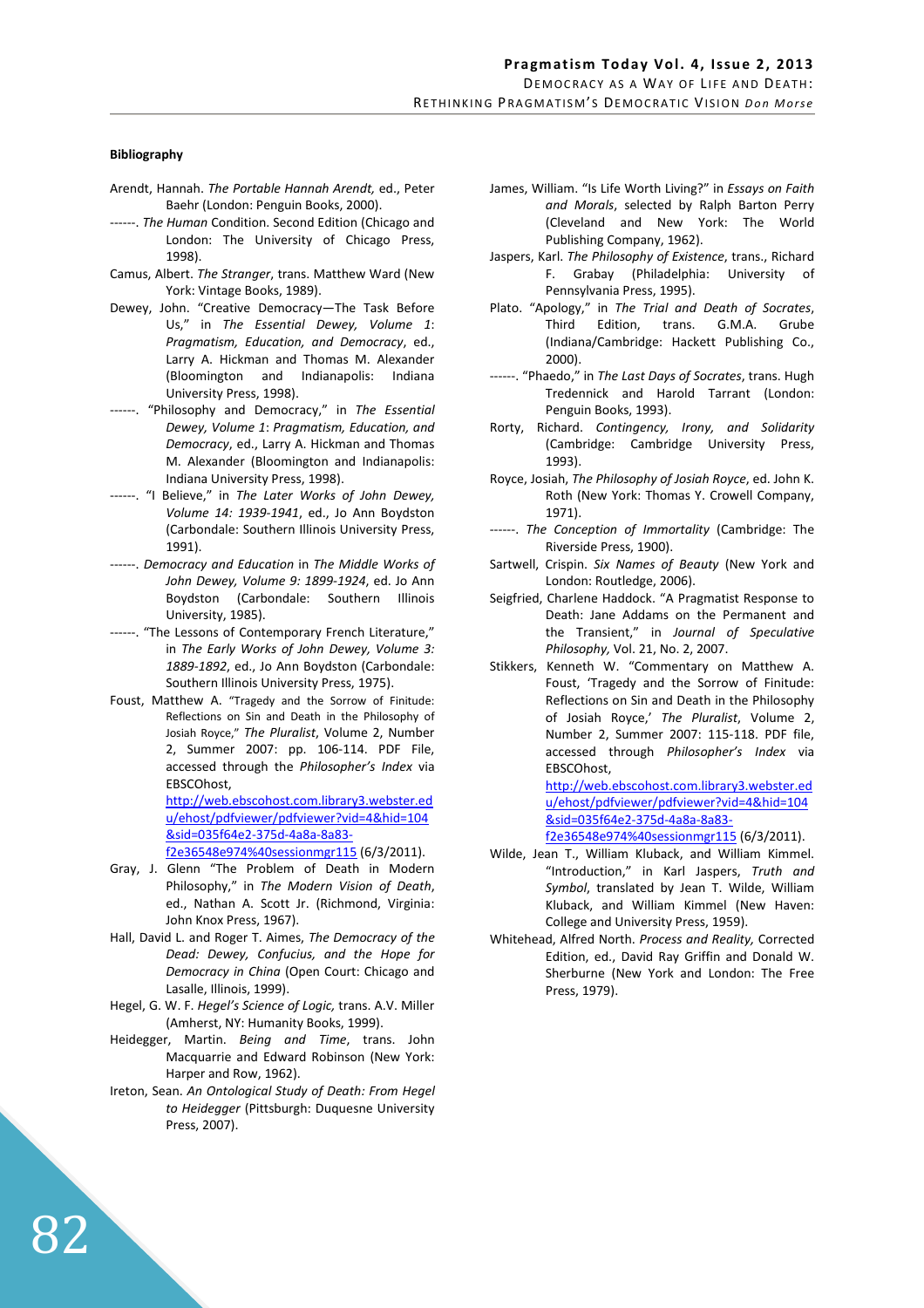**Bibliography**

Arendt, Hannah. *The Portable Hannah Arendt,* ed., Peter Baehr (London: Penguin Books, 2000).

------. *The Human* Condition. Second Edition (Chicago and London: The University of Chicago Press, 1998).

Camus, Albert. *The Stranger*, trans. Matthew Ward (New York: Vintage Books, 1989).

Dewey, John. "Creative Democracy—The Task Before Us," in *The Essential Dewey, Volume 1*: *Pragmatism, Education, and Democracy*, ed., Larry A. Hickman and Thomas M. Alexander (Bloomington and Indianapolis: Indiana University Press, 1998).

------. "Philosophy and Democracy," in *The Essential Dewey, Volume 1*: *Pragmatism, Education, and Democracy*, ed., Larry A. Hickman and Thomas M. Alexander (Bloomington and Indianapolis: Indiana University Press, 1998).

------. "I Believe," in *The Later Works of John Dewey, Volume 14: 1939-1941*, ed., Jo Ann Boydston (Carbondale: Southern Illinois University Press, 1991).

------. *Democracy and Education* in *The Middle Works of John Dewey, Volume 9: 1899-1924*, ed. Jo Ann Boydston (Carbondale: Southern Illinois University, 1985).

------. "The Lessons of Contemporary French Literature," in *The Early Works of John Dewey, Volume 3: 1889-1892*, ed., Jo Ann Boydston (Carbondale: Southern Illinois University Press, 1975).

Foust, Matthew A. "Tragedy and the Sorrow of Finitude: Reflections on Sin and Death in the Philosophy of Josiah Royce," *The Pluralist*, Volume 2, Number 2, Summer 2007: pp. 106-114. PDF File, accessed through the *Philosopher's Index* via EBSCOhost, http://web.ebscohost.com.library3.webster.edu/ehost/pdfviewer/pdfviewer?vid=4&hid=104&sid=035f64e2-375d-4a8a-8a83-f2e36548e974%40sessionmgr115 (6/3/2011).

Gray, J. Glenn "The Problem of Death in Modern Philosophy," in *The Modern Vision of Death*, ed., Nathan A. Scott Jr. (Richmond, Virginia: John Knox Press, 1967).

Hall, David L. and Roger T. Aimes, *The Democracy of the Dead: Dewey, Confucius, and the Hope for Democracy in China* (Open Court: Chicago and Lasalle, Illinois, 1999).

Hegel, G. W. F. *Hegel's Science of Logic,* trans. A.V. Miller (Amherst, NY: Humanity Books, 1999).

Heidegger, Martin. *Being and Time*, trans. John Macquarrie and Edward Robinson (New York: Harper and Row, 1962).

Ireton, Sean. *An Ontological Study of Death: From Hegel to Heidegger* (Pittsburgh: Duquesne University Press, 2007).

James, William. "Is Life Worth Living?" in *Essays on Faith and Morals*, selected by Ralph Barton Perry (Cleveland and New York: The World Publishing Company, 1962).

Jaspers, Karl. *The Philosophy of Existence*, trans., Richard F. Grabay (Philadelphia: University of Pennsylvania Press, 1995).

Plato. "Apology," in *The Trial and Death of Socrates*, Third Edition, trans. G.M.A. Grube (Indiana/Cambridge: Hackett Publishing Co., 2000).

------. "Phaedo," in *The Last Days of Socrates*, trans. Hugh Tredennick and Harold Tarrant (London: Penguin Books, 1993).

Rorty, Richard. *Contingency, Irony, and Solidarity* (Cambridge: Cambridge University Press, 1993).

Royce, Josiah, *The Philosophy of Josiah Royce*, ed. John K. Roth (New York: Thomas Y. Crowell Company, 1971).

------. *The Conception of Immortality* (Cambridge: The Riverside Press, 1900).

Sartwell, Crispin. *Six Names of Beauty* (New York and London: Routledge, 2006).

Seigfried, Charlene Haddock. "A Pragmatist Response to Death: Jane Addams on the Permanent and the Transient," in *Journal of Speculative Philosophy,* Vol. 21, No. 2, 2007.

Stikkers, Kenneth W. "Commentary on Matthew A. Foust, 'Tragedy and the Sorrow of Finitude: Reflections on Sin and Death in the Philosophy of Josiah Royce,' *The Pluralist*, Volume 2, Number 2, Summer 2007: 115-118. PDF file, accessed through *Philosopher's Index* via EBSCOhost, http://web.ebscohost.com.library3.webster.edu/ehost/pdfviewer/pdfviewer?vid=4&hid=104&sid=035f64e2-375d-4a8a-8a83-f2e36548e974%40sessionmgr115 (6/3/2011).

Wilde, Jean T., William Kluback, and William Kimmel. "Introduction," in Karl Jaspers, *Truth and Symbol*, translated by Jean T. Wilde, William Kluback, and William Kimmel (New Haven: College and University Press, 1959).

Whitehead, Alfred North. *Process and Reality,* Corrected Edition, ed., David Ray Griffin and Donald W. Sherburne (New York and London: The Free Press, 1979).